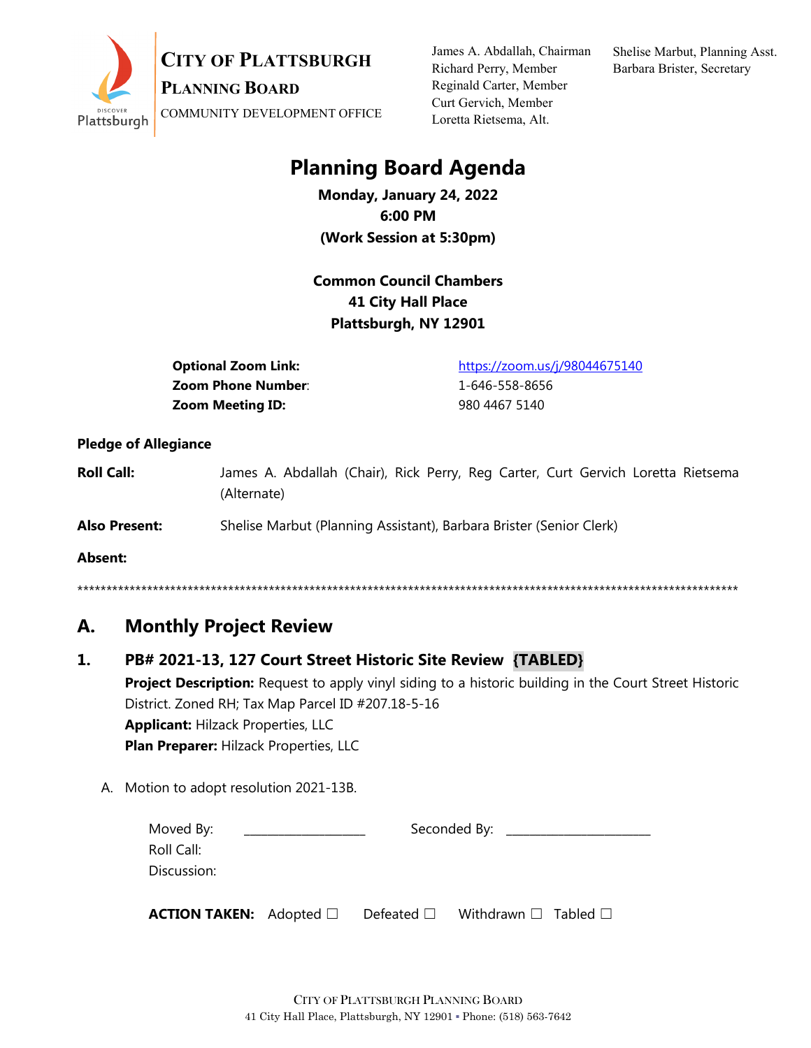**CITY OF PLATTSBURGH**
**PLANNING BOARD**
COMMUNITY DEVELOPMENT OFFICE

James A. Abdallah, Chairman
Richard Perry, Member
Reginald Carter, Member
Curt Gervich, Member
Loretta Rietsema, Alt.

Shelise Marbut, Planning Asst.
Barbara Brister, Secretary

# Planning Board Agenda

**Monday, January 24, 2022**
**6:00 PM**
**(Work Session at 5:30pm)**

**Common Council Chambers**
**41 City Hall Place**
**Plattsburgh, NY 12901**

| | |
|---|---|
| **Optional Zoom Link:** | https://zoom.us/j/98044675140 |
| **Zoom Phone Number**: | 1-646-558-8656 |
| **Zoom Meeting ID:** | 980 4467 5140 |

**Pledge of Allegiance**

**Roll Call:** James A. Abdallah (Chair), Rick Perry, Reg Carter, Curt Gervich Loretta Rietsema (Alternate)

**Also Present:** Shelise Marbut (Planning Assistant), Barbara Brister (Senior Clerk)

**Absent:**

******************************************************************************************************************

## A. Monthly Project Review

### 1. PB# 2021-13, 127 Court Street Historic Site Review {TABLED}

**Project Description:** Request to apply vinyl siding to a historic building in the Court Street Historic District. Zoned RH; Tax Map Parcel ID #207.18-5-16
**Applicant:** Hilzack Properties, LLC
**Plan Preparer:** Hilzack Properties, LLC

A. Motion to adopt resolution 2021-13B.

Moved By: ___________________ Seconded By: _______________________
Roll Call:
Discussion:

**ACTION TAKEN:** Adopted ☐ Defeated ☐ Withdrawn ☐ Tabled ☐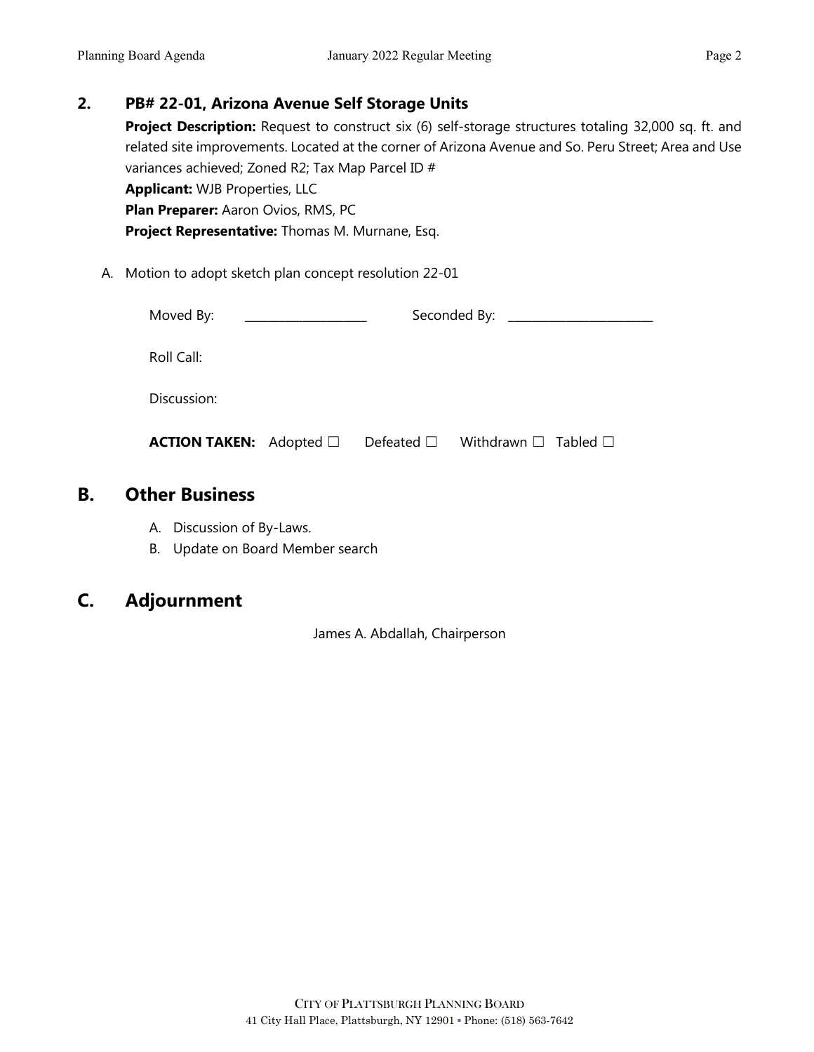## 2. PB# 22-01, Arizona Avenue Self Storage Units

**Project Description:** Request to construct six (6) self-storage structures totaling 32,000 sq. ft. and related site improvements. Located at the corner of Arizona Avenue and So. Peru Street; Area and Use variances achieved; Zoned R2; Tax Map Parcel ID #

**Applicant:** WJB Properties, LLC

**Plan Preparer:** Aaron Ovios, RMS, PC

**Project Representative:** Thomas M. Murnane, Esq.

A. Motion to adopt sketch plan concept resolution 22-01

Moved By: ____________________ Seconded By: ________________________

Roll Call:

Discussion:

**ACTION TAKEN:** Adopted ☐ Defeated ☐ Withdrawn ☐ Tabled ☐

# B. Other Business

A. Discussion of By-Laws.
B. Update on Board Member search

# C. Adjournment

James A. Abdallah, Chairperson